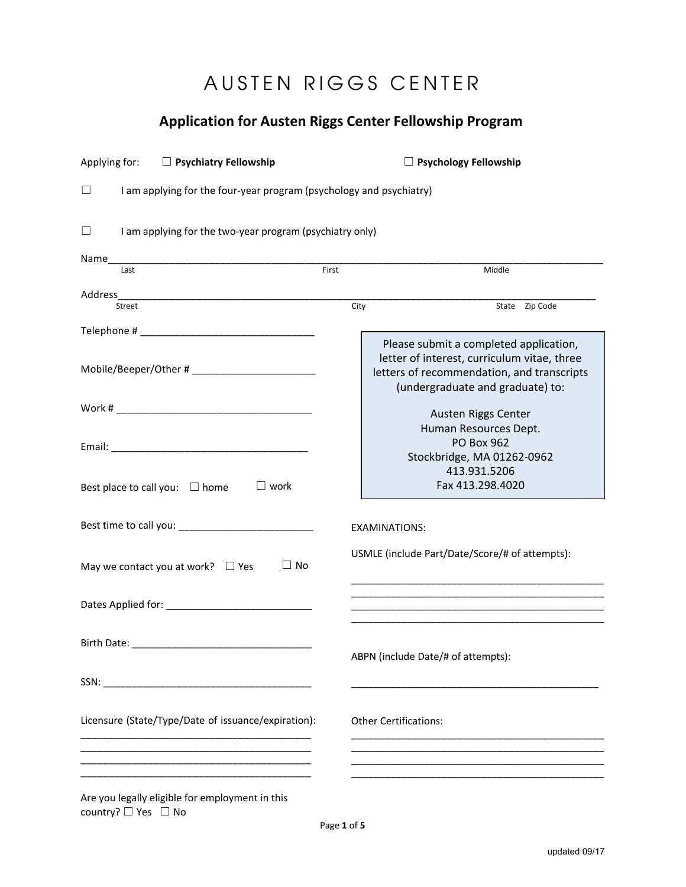# AUSTEN RIGGS CENTER

## Application for Austen Riggs Center Fellowship Program

Applying for: ☐ **Psychiatry Fellowship** ☐ **Psychology Fellowship**

☐ I am applying for the four-year program (psychology and psychiatry)

☐ I am applying for the two-year program (psychiatry only)

Name_______________________________________________________________________________
Last First Middle

Address_____________________________________________________________________________
Street City State Zip Code

Telephone # _____________________________

Mobile/Beeper/Other # _____________________

Work # _________________________________

Email: __________________________________

Best place to call you: ☐ home ☐ work

Best time to call you: _______________________

May we contact you at work? ☐ Yes ☐ No

Dates Applied for: _________________________

Birth Date: ______________________________

SSN: ____________________________________

Licensure (State/Type/Date of issuance/expiration):
_________________________________________
_________________________________________
_________________________________________
_________________________________________

Are you legally eligible for employment in this country? ☐ Yes ☐ No

> Please submit a completed application, letter of interest, curriculum vitae, three letters of recommendation, and transcripts (undergraduate and graduate) to:
>
> Austen Riggs Center
> Human Resources Dept.
> PO Box 962
> Stockbridge, MA 01262-0962
> 413.931.5206
> Fax 413.298.4020

EXAMINATIONS:

USMLE (include Part/Date/Score/# of attempts):
_____________________________________________
_____________________________________________
_____________________________________________
_____________________________________________

ABPN (include Date/# of attempts):
_____________________________________________

Other Certifications:
_____________________________________________
_____________________________________________
_____________________________________________
_____________________________________________

updated 09/17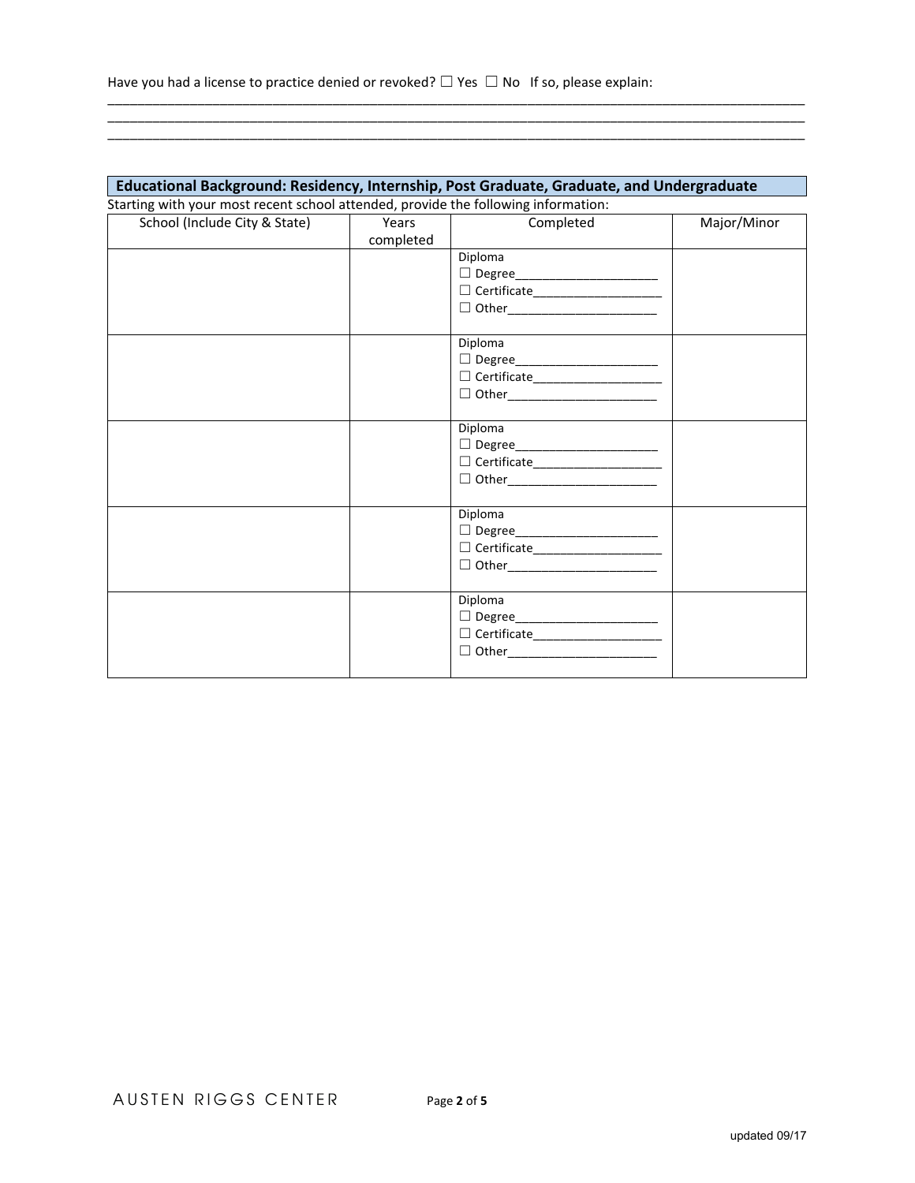Have you had a license to practice denied or revoked? ☐ Yes ☐ No If so, please explain:

_______________________________________________________________________________________________
_______________________________________________________________________________________________
_______________________________________________________________________________________________

## Educational Background: Residency, Internship, Post Graduate, Graduate, and Undergraduate

Starting with your most recent school attended, provide the following information:

| School (Include City & State) | Years completed | Completed | Major/Minor |
|---|---|---|---|
| | | Diploma<br>☐ Degree____________________<br>☐ Certificate__________________<br>☐ Other_____________________ | |
| | | Diploma<br>☐ Degree____________________<br>☐ Certificate__________________<br>☐ Other_____________________ | |
| | | Diploma<br>☐ Degree____________________<br>☐ Certificate__________________<br>☐ Other_____________________ | |
| | | Diploma<br>☐ Degree____________________<br>☐ Certificate__________________<br>☐ Other_____________________ | |
| | | Diploma<br>☐ Degree____________________<br>☐ Certificate__________________<br>☐ Other_____________________ | |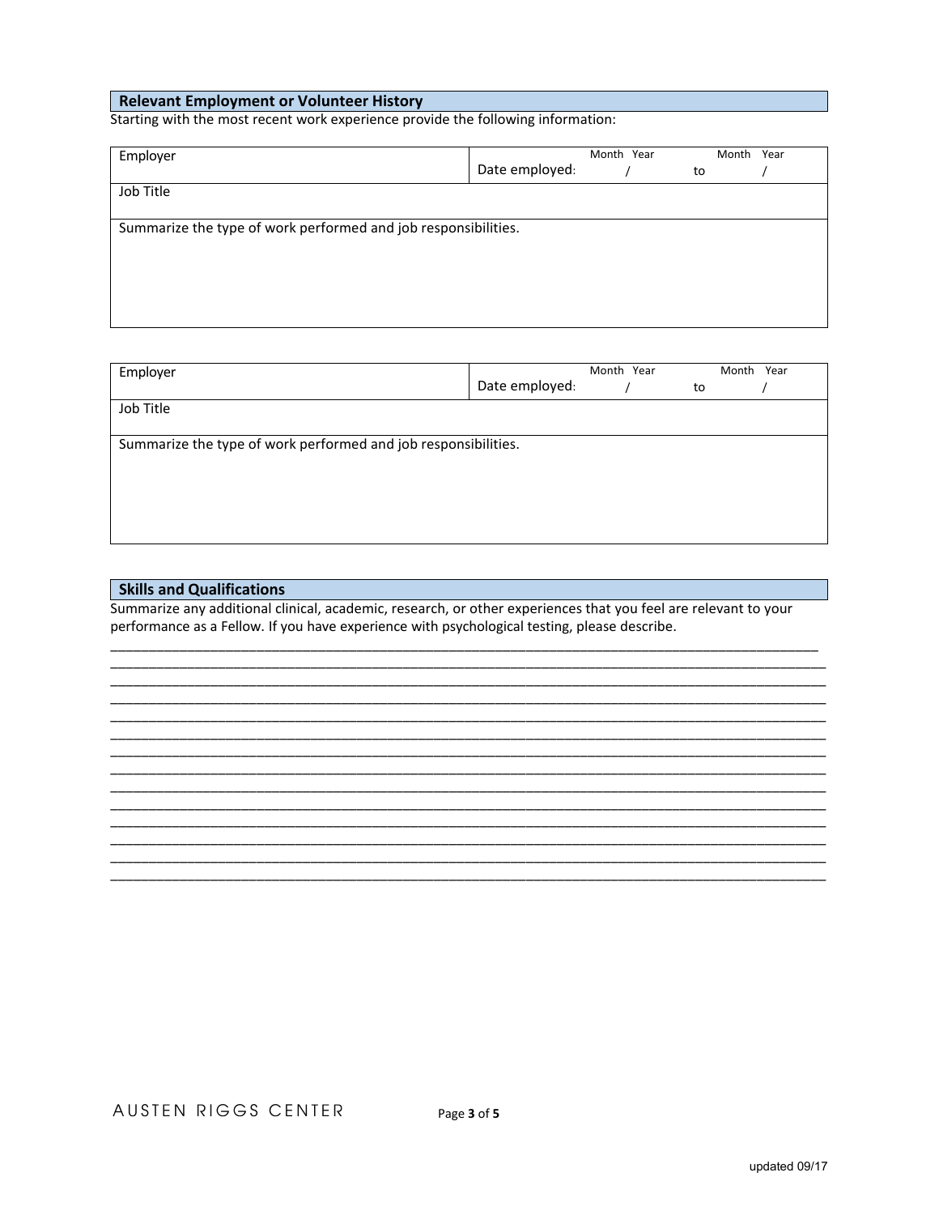## Relevant Employment or Volunteer History

Starting with the most recent work experience provide the following information:

| Employer | Date employed: Month / Year to Month / Year |
|---|---|
| Job Title | |
| Summarize the type of work performed and job responsibilities. | |

| Employer | Date employed: Month / Year to Month / Year |
|---|---|
| Job Title | |
| Summarize the type of work performed and job responsibilities. | |

## Skills and Qualifications

Summarize any additional clinical, academic, research, or other experiences that you feel are relevant to your performance as a Fellow. If you have experience with psychological testing, please describe.

______________________________________________________________________________________________
______________________________________________________________________________________________
______________________________________________________________________________________________
______________________________________________________________________________________________
______________________________________________________________________________________________
______________________________________________________________________________________________
______________________________________________________________________________________________
______________________________________________________________________________________________
______________________________________________________________________________________________
______________________________________________________________________________________________
______________________________________________________________________________________________
______________________________________________________________________________________________
______________________________________________________________________________________________
______________________________________________________________________________________________

updated 09/17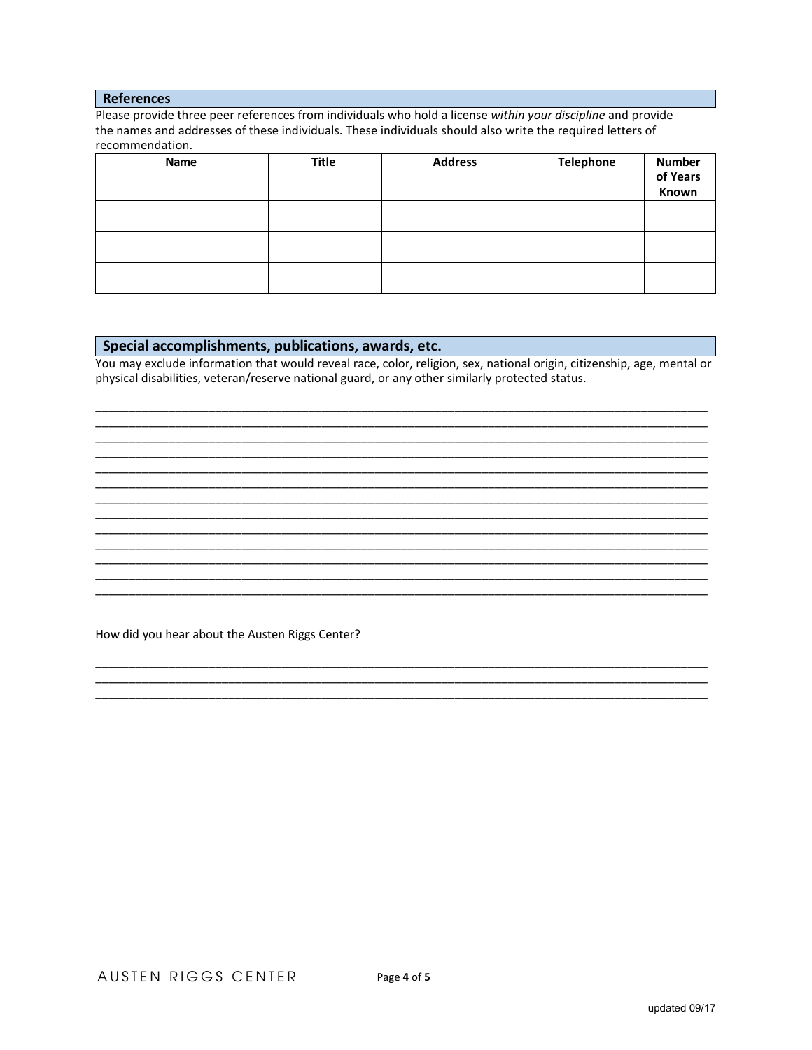## References

Please provide three peer references from individuals who hold a license *within your discipline* and provide the names and addresses of these individuals. These individuals should also write the required letters of recommendation.

| Name | Title | Address | Telephone | Number of Years Known |
|---|---|---|---|---|
| | | | | |
| | | | | |
| | | | | |

## Special accomplishments, publications, awards, etc.

You may exclude information that would reveal race, color, religion, sex, national origin, citizenship, age, mental or physical disabilities, veteran/reserve national guard, or any other similarly protected status.

_______________________________________________________________________________________________
_______________________________________________________________________________________________
_______________________________________________________________________________________________
_______________________________________________________________________________________________
_______________________________________________________________________________________________
_______________________________________________________________________________________________
_______________________________________________________________________________________________
_______________________________________________________________________________________________
_______________________________________________________________________________________________
_______________________________________________________________________________________________
_______________________________________________________________________________________________
_______________________________________________________________________________________________
_______________________________________________________________________________________________

How did you hear about the Austen Riggs Center?

_______________________________________________________________________________________________
_______________________________________________________________________________________________
_______________________________________________________________________________________________

updated 09/17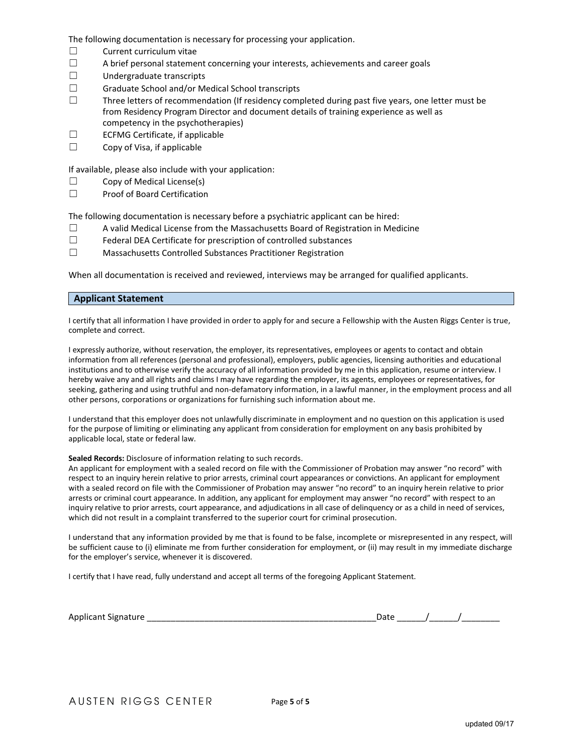The following documentation is necessary for processing your application.

- ☐ Current curriculum vitae
- ☐ A brief personal statement concerning your interests, achievements and career goals
- ☐ Undergraduate transcripts
- ☐ Graduate School and/or Medical School transcripts
- ☐ Three letters of recommendation (If residency completed during past five years, one letter must be from Residency Program Director and document details of training experience as well as competency in the psychotherapies)
- ☐ ECFMG Certificate, if applicable
- ☐ Copy of Visa, if applicable

If available, please also include with your application:

- ☐ Copy of Medical License(s)
- ☐ Proof of Board Certification

The following documentation is necessary before a psychiatric applicant can be hired:

- ☐ A valid Medical License from the Massachusetts Board of Registration in Medicine
- ☐ Federal DEA Certificate for prescription of controlled substances
- ☐ Massachusetts Controlled Substances Practitioner Registration

When all documentation is received and reviewed, interviews may be arranged for qualified applicants.

## Applicant Statement

I certify that all information I have provided in order to apply for and secure a Fellowship with the Austen Riggs Center is true, complete and correct.

I expressly authorize, without reservation, the employer, its representatives, employees or agents to contact and obtain information from all references (personal and professional), employers, public agencies, licensing authorities and educational institutions and to otherwise verify the accuracy of all information provided by me in this application, resume or interview. I hereby waive any and all rights and claims I may have regarding the employer, its agents, employees or representatives, for seeking, gathering and using truthful and non-defamatory information, in a lawful manner, in the employment process and all other persons, corporations or organizations for furnishing such information about me.

I understand that this employer does not unlawfully discriminate in employment and no question on this application is used for the purpose of limiting or eliminating any applicant from consideration for employment on any basis prohibited by applicable local, state or federal law.

**Sealed Records:** Disclosure of information relating to such records.
An applicant for employment with a sealed record on file with the Commissioner of Probation may answer "no record" with respect to an inquiry herein relative to prior arrests, criminal court appearances or convictions. An applicant for employment with a sealed record on file with the Commissioner of Probation may answer "no record" to an inquiry herein relative to prior arrests or criminal court appearance. In addition, any applicant for employment may answer "no record" with respect to an inquiry relative to prior arrests, court appearance, and adjudications in all case of delinquency or as a child in need of services, which did not result in a complaint transferred to the superior court for criminal prosecution.

I understand that any information provided by me that is found to be false, incomplete or misrepresented in any respect, will be sufficient cause to (i) eliminate me from further consideration for employment, or (ii) may result in my immediate discharge for the employer's service, whenever it is discovered.

I certify that I have read, fully understand and accept all terms of the foregoing Applicant Statement.

Applicant Signature __________________________________________________ Date ______/______/________

updated 09/17